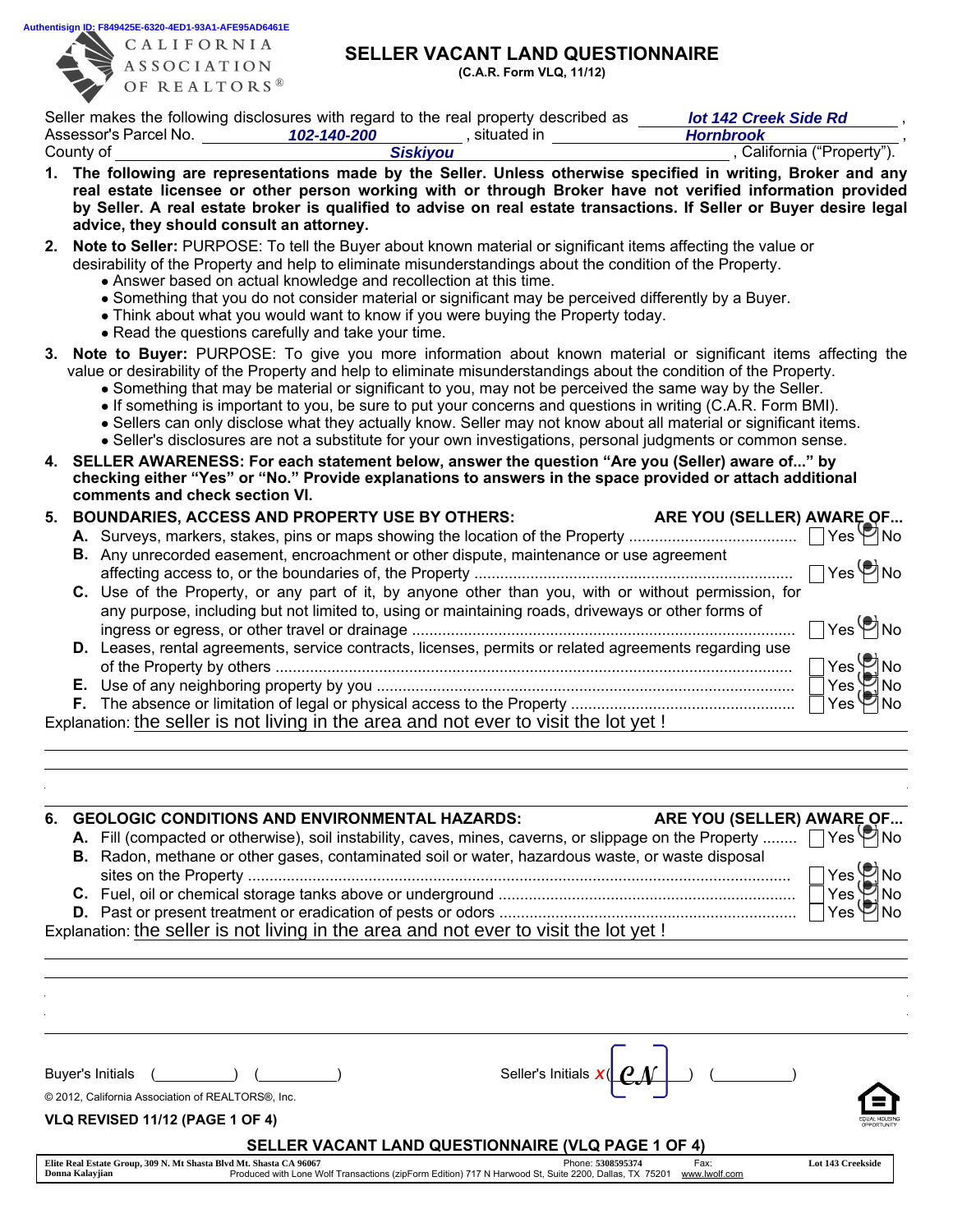Authentisign ID: F849425E-6320-4ED1-93A1-AFE95AD6461E

CALIFORNIA ASSOCIATION OF REALTORS®

# SELLER VACANT LAND QUESTIONNAIRE

**(C.A.R. Form VLQ, 11/12)**

Seller makes the following disclosures with regard to the real property described as ***lot 142 Creek Side Rd***, Assessor's Parcel No. ***102-140-200***, situated in ***Hornbrook***, County of ***Siskiyou***, California ("Property").

1. **The following are representations made by the Seller. Unless otherwise specified in writing, Broker and any real estate licensee or other person working with or through Broker have not verified information provided by Seller. A real estate broker is qualified to advise on real estate transactions. If Seller or Buyer desire legal advice, they should consult an attorney.**
2. **Note to Seller:** PURPOSE: To tell the Buyer about known material or significant items affecting the value or desirability of the Property and help to eliminate misunderstandings about the condition of the Property.
   - Answer based on actual knowledge and recollection at this time.
   - Something that you do not consider material or significant may be perceived differently by a Buyer.
   - Think about what you would want to know if you were buying the Property today.
   - Read the questions carefully and take your time.
3. **Note to Buyer:** PURPOSE: To give you more information about known material or significant items affecting the value or desirability of the Property and help to eliminate misunderstandings about the condition of the Property.
   - Something that may be material or significant to you, may not be perceived the same way by the Seller.
   - If something is important to you, be sure to put your concerns and questions in writing (C.A.R. Form BMI).
   - Sellers can only disclose what they actually know. Seller may not know about all material or significant items.
   - Seller's disclosures are not a substitute for your own investigations, personal judgments or common sense.
4. **SELLER AWARENESS: For each statement below, answer the question "Are you (Seller) aware of..." by checking either "Yes" or "No." Provide explanations to answers in the space provided or attach additional comments and check section VI.**

## 5. BOUNDARIES, ACCESS AND PROPERTY USE BY OTHERS: — ARE YOU (SELLER) AWARE OF...

| | Item | Yes | No |
|---|---|---|---|
| A. | Surveys, markers, stakes, pins or maps showing the location of the Property | ☐ | ☒ |
| B. | Any unrecorded easement, encroachment or other dispute, maintenance or use agreement affecting access to, or the boundaries of, the Property | ☐ | ☒ |
| C. | Use of the Property, or any part of it, by anyone other than you, with or without permission, for any purpose, including but not limited to, using or maintaining roads, driveways or other forms of ingress or egress, or other travel or drainage | ☐ | ☒ |
| D. | Leases, rental agreements, service contracts, licenses, permits or related agreements regarding use of the Property by others | ☐ | ☒ |
| E. | Use of any neighboring property by you | ☐ | ☒ |
| F. | The absence or limitation of legal or physical access to the Property | ☐ | ☒ |

Explanation: the seller is not living in the area and not ever to visit the lot yet !

## 6. GEOLOGIC CONDITIONS AND ENVIRONMENTAL HAZARDS: — ARE YOU (SELLER) AWARE OF...

| | Item | Yes | No |
|---|---|---|---|
| A. | Fill (compacted or otherwise), soil instability, caves, mines, caverns, or slippage on the Property | ☐ | ☒ |
| B. | Radon, methane or other gases, contaminated soil or water, hazardous waste, or waste disposal sites on the Property | ☐ | ☒ |
| C. | Fuel, oil or chemical storage tanks above or underground | ☐ | ☒ |
| D. | Past or present treatment or eradication of pests or odors | ☐ | ☒ |

Explanation: the seller is not living in the area and not ever to visit the lot yet !

Buyer's Initials (\_\_\_\_\_\_) (\_\_\_\_\_\_)    Seller's Initials (CN) (\_\_\_\_\_\_)

© 2012, California Association of REALTORS®, Inc.

VLQ REVISED 11/12 (PAGE 1 OF 4)

Elite Real Estate Group, 309 N. Mt Shasta Blvd Mt. Shasta CA 96067 Phone: 5308595374 Fax: Lot 143 Creekside
Donna Kalayjian Produced with Lone Wolf Transactions (zipForm Edition) 717 N Harwood St, Suite 2200, Dallas, TX 75201 www.lwolf.com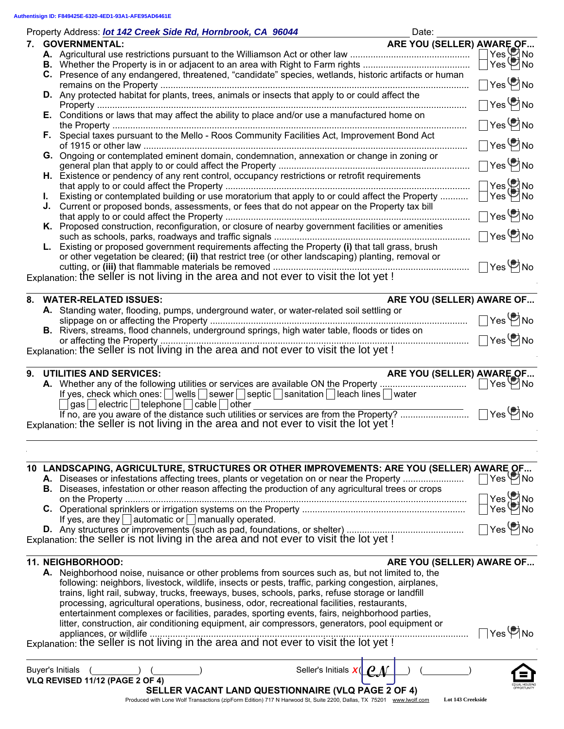Property Address: ***lot 142 Creek Side Rd, Hornbrook, CA 96044*** Date:

**7. GOVERNMENTAL:** **ARE YOU (SELLER) AWARE OF...**

- **A.** Agricultural use restrictions pursuant to the Williamson Act or other law .......... ☐ Yes ☑ No
- **B.** Whether the Property is in or adjacent to an area with Right to Farm rights .......... ☐ Yes ☑ No
- **C.** Presence of any endangered, threatened, "candidate" species, wetlands, historic artifacts or human remains on the Property .......... ☐ Yes ☑ No
- **D.** Any protected habitat for plants, trees, animals or insects that apply to or could affect the Property .......... ☐ Yes ☑ No
- **E.** Conditions or laws that may affect the ability to place and/or use a manufactured home on the Property .......... ☐ Yes ☑ No
- **F.** Special taxes pursuant to the Mello - Roos Community Facilities Act, Improvement Bond Act of 1915 or other law .......... ☐ Yes ☑ No
- **G.** Ongoing or contemplated eminent domain, condemnation, annexation or change in zoning or general plan that apply to or could affect the Property .......... ☐ Yes ☑ No
- **H.** Existence or pendency of any rent control, occupancy restrictions or retrofit requirements that apply to or could affect the Property .......... ☐ Yes ☑ No
- **I.** Existing or contemplated building or use moratorium that apply to or could affect the Property .......... ☐ Yes ☑ No
- **J.** Current or proposed bonds, assessments, or fees that do not appear on the Property tax bill that apply to or could affect the Property .......... ☐ Yes ☑ No
- **K.** Proposed construction, reconfiguration, or closure of nearby government facilities or amenities such as schools, parks, roadways and traffic signals .......... ☐ Yes ☑ No
- **L.** Existing or proposed government requirements affecting the Property **(i)** that tall grass, brush or other vegetation be cleared; **(ii)** that restrict tree (or other landscaping) planting, removal or cutting, or **(iii)** that flammable materials be removed .......... ☐ Yes ☑ No

Explanation: the seller is not living in the area and not ever to visit the lot yet !

**8. WATER-RELATED ISSUES:** **ARE YOU (SELLER) AWARE OF...**

- **A.** Standing water, flooding, pumps, underground water, or water-related soil settling or slippage on or affecting the Property .......... ☐ Yes ☑ No
- **B.** Rivers, streams, flood channels, underground springs, high water table, floods or tides on or affecting the Property .......... ☐ Yes ☑ No

Explanation: the seller is not living in the area and not ever to visit the lot yet !

**9. UTILITIES AND SERVICES:** **ARE YOU (SELLER) AWARE OF...**

- **A.** Whether any of the following utilities or services are available ON the Property .......... ☐ Yes ☑ No
  If yes, check which ones: ☐ wells ☐ sewer ☐ septic ☐ sanitation ☐ leach lines ☐ water ☐ gas ☐ electric ☐ telephone ☐ cable ☐ other
  If no, are you aware of the distance such utilities or services are from the Property? .......... ☐ Yes ☑ No

Explanation: the seller is not living in the area and not ever to visit the lot yet !

**10 LANDSCAPING, AGRICULTURE, STRUCTURES OR OTHER IMPROVEMENTS: ARE YOU (SELLER) AWARE OF...**

- **A.** Diseases or infestations affecting trees, plants or vegetation on or near the Property .......... ☐ Yes ☑ No
- **B.** Diseases, infestation or other reason affecting the production of any agricultural trees or crops on the Property .......... ☐ Yes ☑ No
- **C.** Operational sprinklers or irrigation systems on the Property .......... ☐ Yes ☑ No
  If yes, are they ☐ automatic or ☐ manually operated.
- **D.** Any structures or improvements (such as pad, foundations, or shelter) .......... ☐ Yes ☑ No

Explanation: the seller is not living in the area and not ever to visit the lot yet !

**11. NEIGHBORHOOD:** **ARE YOU (SELLER) AWARE OF...**

- **A.** Neighborhood noise, nuisance or other problems from sources such as, but not limited to, the following: neighbors, livestock, wildlife, insects or pests, traffic, parking congestion, airplanes, trains, light rail, subway, trucks, freeways, buses, schools, parks, refuse storage or landfill processing, agricultural operations, business, odor, recreational facilities, restaurants, entertainment complexes or facilities, parades, sporting events, fairs, neighborhood parties, litter, construction, air conditioning equipment, air compressors, generators, pool equipment or appliances, or wildlife .......... ☐ Yes ☑ No

Explanation: the seller is not living in the area and not ever to visit the lot yet !

Buyer's Initials ( ) ( ) Seller's Initials ( CN ) ( )

VLQ REVISED 11/12 (PAGE 2 OF 4)

**SELLER VACANT LAND QUESTIONNAIRE (VLQ PAGE 2 OF 4)**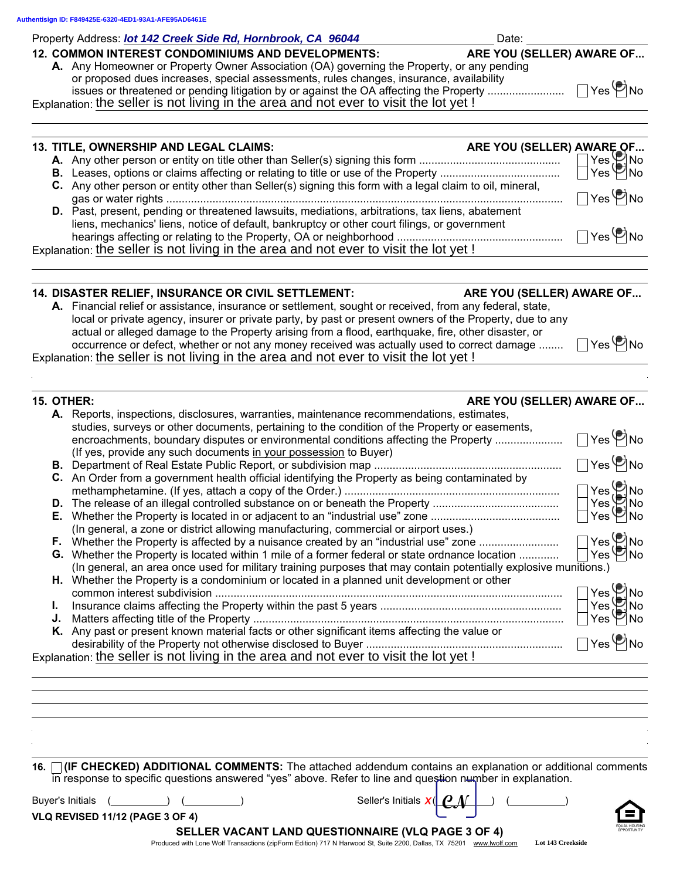Authentisign ID: F849425E-6320-4ED1-93A1-AFE95AD6461E

Property Address: *lot 142 Creek Side Rd, Hornbrook, CA 96044* Date:

**12. COMMON INTEREST CONDOMINIUMS AND DEVELOPMENTS:** **ARE YOU (SELLER) AWARE OF...**

**A.** Any Homeowner or Property Owner Association (OA) governing the Property, or any pending or proposed dues increases, special assessments, rules changes, insurance, availability issues or threatened or pending litigation by or against the OA affecting the Property ........................ ☐ Yes ☑ No

Explanation: the seller is not living in the area and not ever to visit the lot yet !

**13. TITLE, OWNERSHIP AND LEGAL CLAIMS:** **ARE YOU (SELLER) AWARE OF...**

**A.** Any other person or entity on title other than Seller(s) signing this form ............................................. ☐ Yes ☑ No

**B.** Leases, options or claims affecting or relating to title or use of the Property ...................................... ☐ Yes ☑ No

**C.** Any other person or entity other than Seller(s) signing this form with a legal claim to oil, mineral, gas or water rights ........................................................................................................................ ☐ Yes ☑ No

**D.** Past, present, pending or threatened lawsuits, mediations, arbitrations, tax liens, abatement liens, mechanics' liens, notice of default, bankruptcy or other court filings, or government hearings affecting or relating to the Property, OA or neighborhood .................................................... ☐ Yes ☑ No

Explanation: the seller is not living in the area and not ever to visit the lot yet !

**14. DISASTER RELIEF, INSURANCE OR CIVIL SETTLEMENT:** **ARE YOU (SELLER) AWARE OF...**

**A.** Financial relief or assistance, insurance or settlement, sought or received, from any federal, state, local or private agency, insurer or private party, by past or present owners of the Property, due to any actual or alleged damage to the Property arising from a flood, earthquake, fire, other disaster, or occurrence or defect, whether or not any money received was actually used to correct damage ........ ☐ Yes ☑ No

Explanation: the seller is not living in the area and not ever to visit the lot yet !

**15. OTHER:** **ARE YOU (SELLER) AWARE OF...**

**A.** Reports, inspections, disclosures, warranties, maintenance recommendations, estimates, studies, surveys or other documents, pertaining to the condition of the Property or easements, encroachments, boundary disputes or environmental conditions affecting the Property ..................... ☐ Yes ☑ No
(If yes, provide any such documents in your possession to Buyer)

**B.** Department of Real Estate Public Report, or subdivision map ............................................................ ☐ Yes ☑ No

**C.** An Order from a government health official identifying the Property as being contaminated by methamphetamine. (If yes, attach a copy of the Order.) ..................................................................... ☐ Yes ☑ No

**D.** The release of an illegal controlled substance on or beneath the Property ........................................ ☐ Yes ☑ No

**E.** Whether the Property is located in or adjacent to an "industrial use" zone ......................................... ☐ Yes ☑ No
(In general, a zone or district allowing manufacturing, commercial or airport uses.)

**F.** Whether the Property is affected by a nuisance created by an "industrial use" zone ......................... ☐ Yes ☑ No

**G.** Whether the Property is located within 1 mile of a former federal or state ordnance location ............ ☐ Yes ☑ No
(In general, an area once used for military training purposes that may contain potentially explosive munitions.)

**H.** Whether the Property is a condominium or located in a planned unit development or other common interest subdivision ............................................................................................................... ☐ Yes ☑ No

**I.** Insurance claims affecting the Property within the past 5 years .......................................................... ☐ Yes ☑ No

**J.** Matters affecting title of the Property .................................................................................................... ☐ Yes ☑ No

**K.** Any past or present known material facts or other significant items affecting the value or desirability of the Property not otherwise disclosed to Buyer .............................................................. ☐ Yes ☑ No

Explanation: the seller is not living in the area and not ever to visit the lot yet !

**16.** ☐ **(IF CHECKED) ADDITIONAL COMMENTS:** The attached addendum contains an explanation or additional comments in response to specific questions answered "yes" above. Refer to line and question number in explanation.

Buyer's Initials (__________) (__________)    Seller's Initials ( CN ) (__________)

**VLQ REVISED 11/12 (PAGE 3 OF 4)**

**SELLER VACANT LAND QUESTIONNAIRE (VLQ PAGE 3 OF 4)**

Produced with Lone Wolf Transactions (zipForm Edition) 717 N Harwood St, Suite 2200, Dallas, TX 75201 www.lwolf.com    Lot 143 Creekside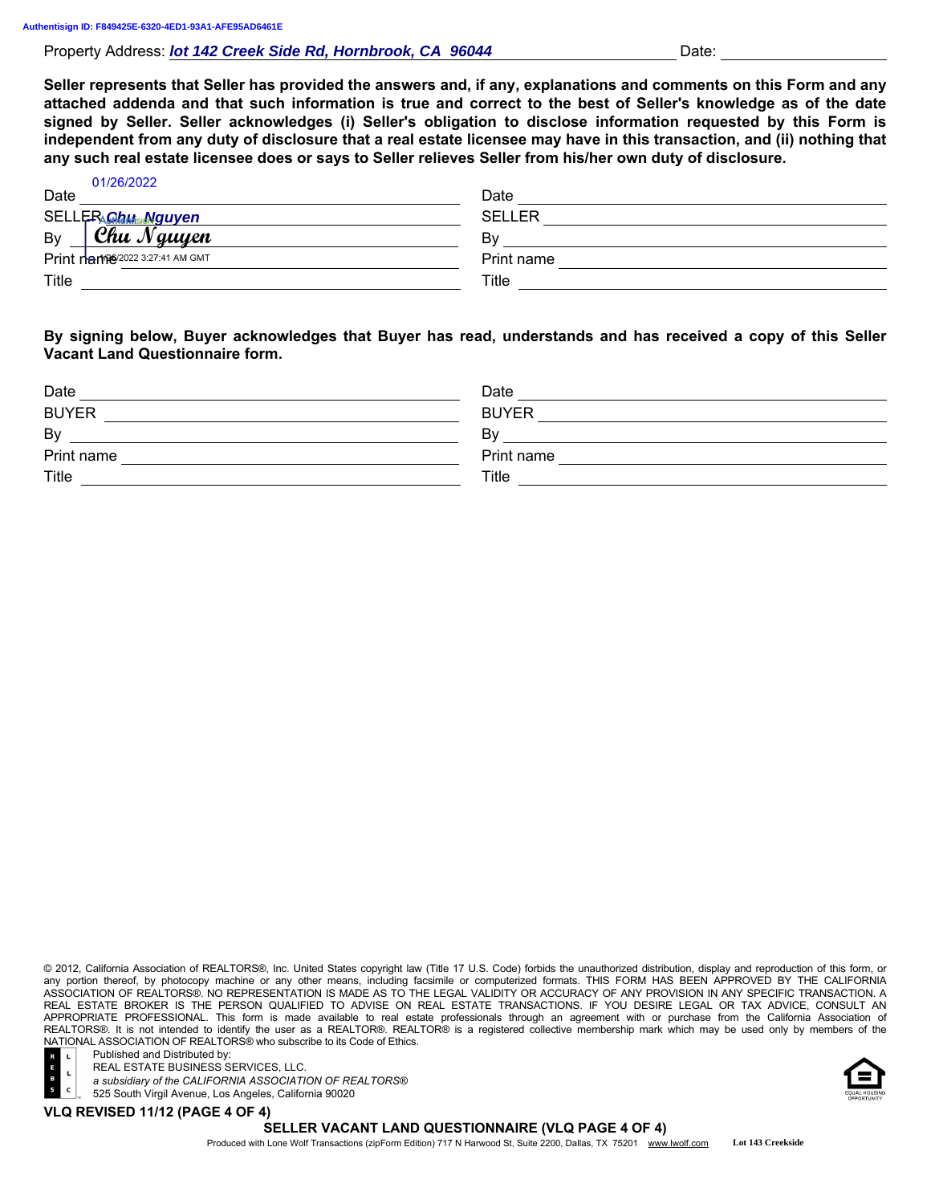Authentisign ID: F849425E-6320-4ED1-93A1-AFE95AD6461E

Property Address: *lot 142 Creek Side Rd, Hornbrook, CA 96044* Date: ____________________

**Seller represents that Seller has provided the answers and, if any, explanations and comments on this Form and any attached addenda and that such information is true and correct to the best of Seller's knowledge as of the date signed by Seller. Seller acknowledges (i) Seller's obligation to disclose information requested by this Form is independent from any duty of disclosure that a real estate licensee may have in this transaction, and (ii) nothing that any such real estate licensee does or says to Seller relieves Seller from his/her own duty of disclosure.**

| | |
|---|---|
| Date 01/26/2022 | Date |
| SELLER *Chu Nguyen* | SELLER |
| By *Chu Nguyen* 1/26/2022 3:27:41 AM GMT | By |
| Print name | Print name |
| Title | Title |

**By signing below, Buyer acknowledges that Buyer has read, understands and has received a copy of this Seller Vacant Land Questionnaire form.**

| | |
|---|---|
| Date | Date |
| BUYER | BUYER |
| By | By |
| Print name | Print name |
| Title | Title |

© 2012, California Association of REALTORS®, Inc. United States copyright law (Title 17 U.S. Code) forbids the unauthorized distribution, display and reproduction of this form, or any portion thereof, by photocopy machine or any other means, including facsimile or computerized formats. THIS FORM HAS BEEN APPROVED BY THE CALIFORNIA ASSOCIATION OF REALTORS®. NO REPRESENTATION IS MADE AS TO THE LEGAL VALIDITY OR ACCURACY OF ANY PROVISION IN ANY SPECIFIC TRANSACTION. A REAL ESTATE BROKER IS THE PERSON QUALIFIED TO ADVISE ON REAL ESTATE TRANSACTIONS. IF YOU DESIRE LEGAL OR TAX ADVICE, CONSULT AN APPROPRIATE PROFESSIONAL. This form is made available to real estate professionals through an agreement with or purchase from the California Association of REALTORS®. It is not intended to identify the user as a REALTOR®. REALTOR® is a registered collective membership mark which may be used only by members of the NATIONAL ASSOCIATION OF REALTORS® who subscribe to its Code of Ethics.

Published and Distributed by:
REAL ESTATE BUSINESS SERVICES, LLC.
*a subsidiary of the CALIFORNIA ASSOCIATION OF REALTORS®*
525 South Virgil Avenue, Los Angeles, California 90020

**VLQ REVISED 11/12 (PAGE 4 OF 4)**

**SELLER VACANT LAND QUESTIONNAIRE (VLQ PAGE 4 OF 4)**

Produced with Lone Wolf Transactions (zipForm Edition) 717 N Harwood St, Suite 2200, Dallas, TX 75201 www.lwolf.com **Lot 143 Creekside**